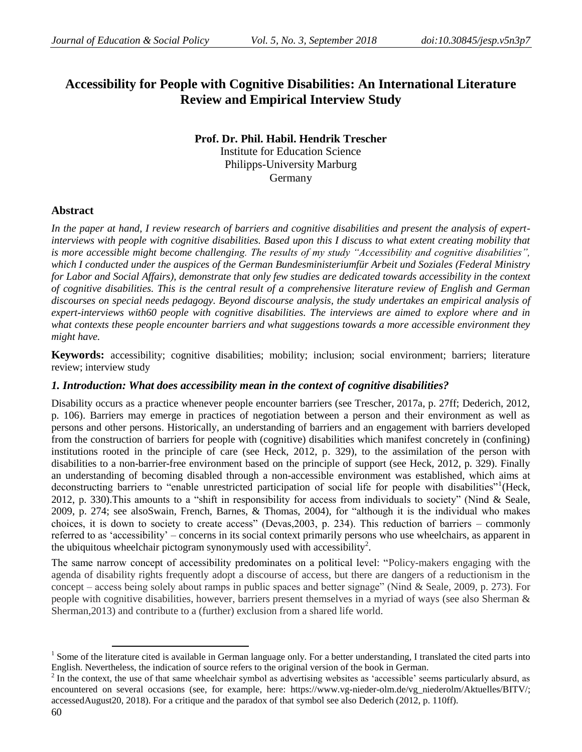# Accessibility for People with Cognitive Disabilities: An International Literature Review and Empirical Interview Study

**Prof. Dr. Phil. Habil. Hendrik Trescher**
Institute for Education Science
Philipps-University Marburg
Germany

## Abstract

*In the paper at hand, I review research of barriers and cognitive disabilities and present the analysis of expert-interviews with people with cognitive disabilities. Based upon this I discuss to what extent creating mobility that is more accessible might become challenging. The results of my study "Accessibility and cognitive disabilities", which I conducted under the auspices of the German Bundesministeriumfür Arbeit und Soziales (Federal Ministry for Labor and Social Affairs), demonstrate that only few studies are dedicated towards accessibility in the context of cognitive disabilities. This is the central result of a comprehensive literature review of English and German discourses on special needs pedagogy. Beyond discourse analysis, the study undertakes an empirical analysis of expert-interviews with60 people with cognitive disabilities. The interviews are aimed to explore where and in what contexts these people encounter barriers and what suggestions towards a more accessible environment they might have.*

**Keywords:** accessibility; cognitive disabilities; mobility; inclusion; social environment; barriers; literature review; interview study

## *1. Introduction: What does accessibility mean in the context of cognitive disabilities?*

Disability occurs as a practice whenever people encounter barriers (see Trescher, 2017a, p. 27ff; Dederich, 2012, p. 106). Barriers may emerge in practices of negotiation between a person and their environment as well as persons and other persons. Historically, an understanding of barriers and an engagement with barriers developed from the construction of barriers for people with (cognitive) disabilities which manifest concretely in (confining) institutions rooted in the principle of care (see Heck, 2012, p. 329), to the assimilation of the person with disabilities to a non-barrier-free environment based on the principle of support (see Heck, 2012, p. 329). Finally an understanding of becoming disabled through a non-accessible environment was established, which aims at deconstructing barriers to "enable unrestricted participation of social life for people with disabilities"[1](Heck, 2012, p. 330).This amounts to a "shift in responsibility for access from individuals to society" (Nind & Seale, 2009, p. 274; see alsoSwain, French, Barnes, & Thomas, 2004), for "although it is the individual who makes choices, it is down to society to create access" (Devas,2003, p. 234). This reduction of barriers – commonly referred to as 'accessibility' – concerns in its social context primarily persons who use wheelchairs, as apparent in the ubiquitous wheelchair pictogram synonymously used with accessibility[2].

The same narrow concept of accessibility predominates on a political level: "Policy-makers engaging with the agenda of disability rights frequently adopt a discourse of access, but there are dangers of a reductionism in the concept – access being solely about ramps in public spaces and better signage" (Nind & Seale, 2009, p. 273). For people with cognitive disabilities, however, barriers present themselves in a myriad of ways (see also Sherman & Sherman,2013) and contribute to a (further) exclusion from a shared life world.

---

[1] Some of the literature cited is available in German language only. For a better understanding, I translated the cited parts into English. Nevertheless, the indication of source refers to the original version of the book in German.

[2] In the context, the use of that same wheelchair symbol as advertising websites as 'accessible' seems particularly absurd, as encountered on several occasions (see, for example, here: https://www.vg-nieder-olm.de/vg_niederolm/Aktuelles/BITV/; accessedAugust20, 2018). For a critique and the paradox of that symbol see also Dederich (2012, p. 110ff).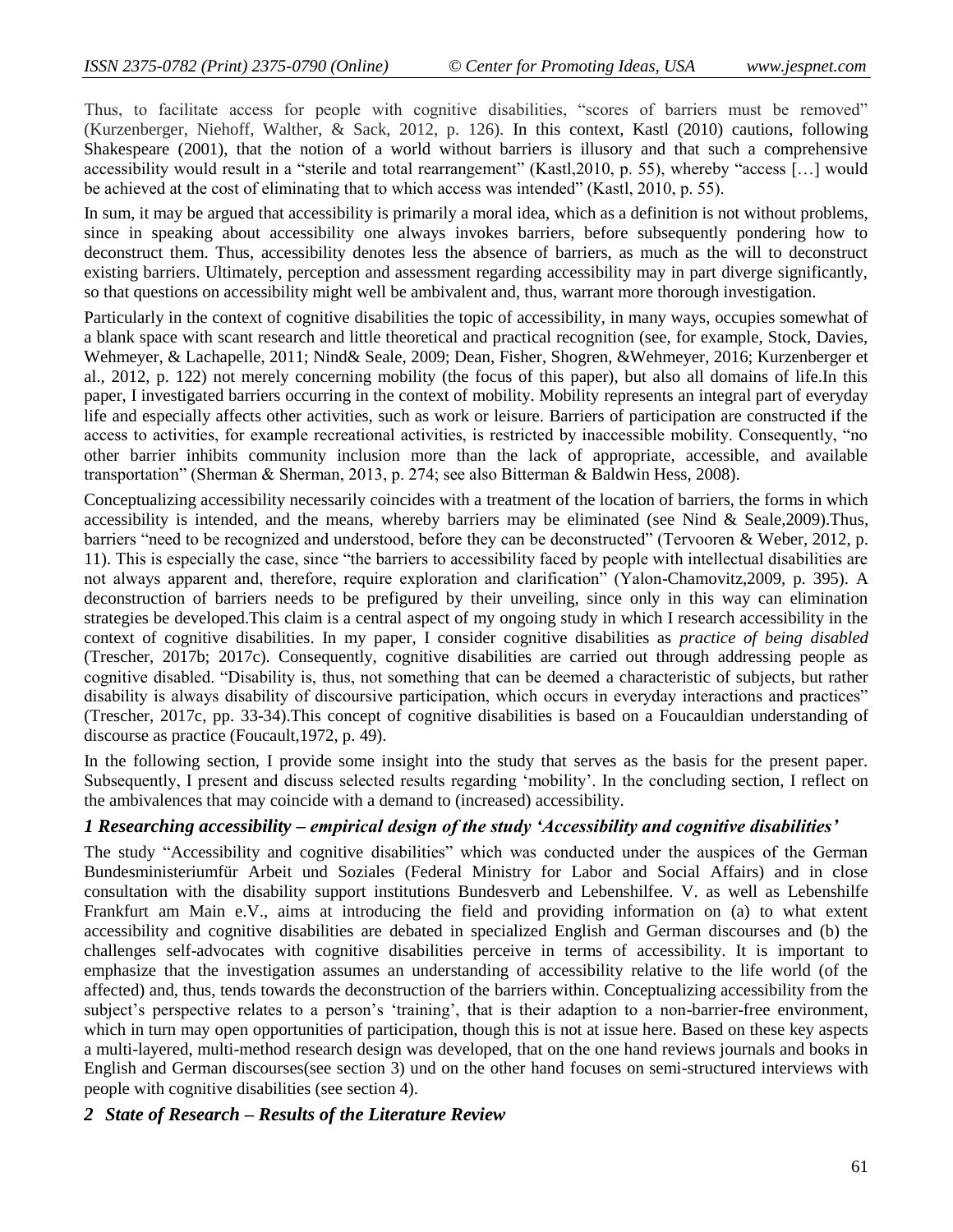Thus, to facilitate access for people with cognitive disabilities, "scores of barriers must be removed" (Kurzenberger, Niehoff, Walther, & Sack, 2012, p. 126). In this context, Kastl (2010) cautions, following Shakespeare (2001), that the notion of a world without barriers is illusory and that such a comprehensive accessibility would result in a "sterile and total rearrangement" (Kastl,2010, p. 55), whereby "access […] would be achieved at the cost of eliminating that to which access was intended" (Kastl, 2010, p. 55).

In sum, it may be argued that accessibility is primarily a moral idea, which as a definition is not without problems, since in speaking about accessibility one always invokes barriers, before subsequently pondering how to deconstruct them. Thus, accessibility denotes less the absence of barriers, as much as the will to deconstruct existing barriers. Ultimately, perception and assessment regarding accessibility may in part diverge significantly, so that questions on accessibility might well be ambivalent and, thus, warrant more thorough investigation.

Particularly in the context of cognitive disabilities the topic of accessibility, in many ways, occupies somewhat of a blank space with scant research and little theoretical and practical recognition (see, for example, Stock, Davies, Wehmeyer, & Lachapelle, 2011; Nind& Seale, 2009; Dean, Fisher, Shogren, &Wehmeyer, 2016; Kurzenberger et al., 2012, p. 122) not merely concerning mobility (the focus of this paper), but also all domains of life.In this paper, I investigated barriers occurring in the context of mobility. Mobility represents an integral part of everyday life and especially affects other activities, such as work or leisure. Barriers of participation are constructed if the access to activities, for example recreational activities, is restricted by inaccessible mobility. Consequently, "no other barrier inhibits community inclusion more than the lack of appropriate, accessible, and available transportation" (Sherman & Sherman, 2013, p. 274; see also Bitterman & Baldwin Hess, 2008).

Conceptualizing accessibility necessarily coincides with a treatment of the location of barriers, the forms in which accessibility is intended, and the means, whereby barriers may be eliminated (see Nind & Seale,2009).Thus, barriers "need to be recognized and understood, before they can be deconstructed" (Tervooren & Weber, 2012, p. 11). This is especially the case, since "the barriers to accessibility faced by people with intellectual disabilities are not always apparent and, therefore, require exploration and clarification" (Yalon-Chamovitz,2009, p. 395). A deconstruction of barriers needs to be prefigured by their unveiling, since only in this way can elimination strategies be developed.This claim is a central aspect of my ongoing study in which I research accessibility in the context of cognitive disabilities. In my paper, I consider cognitive disabilities as *practice of being disabled* (Trescher, 2017b; 2017c). Consequently, cognitive disabilities are carried out through addressing people as cognitive disabled. "Disability is, thus, not something that can be deemed a characteristic of subjects, but rather disability is always disability of discoursive participation, which occurs in everyday interactions and practices" (Trescher, 2017c, pp. 33-34).This concept of cognitive disabilities is based on a Foucauldian understanding of discourse as practice (Foucault,1972, p. 49).

In the following section, I provide some insight into the study that serves as the basis for the present paper. Subsequently, I present and discuss selected results regarding 'mobility'. In the concluding section, I reflect on the ambivalences that may coincide with a demand to (increased) accessibility.

## *1 Researching accessibility – empirical design of the study 'Accessibility and cognitive disabilities'*

The study "Accessibility and cognitive disabilities" which was conducted under the auspices of the German Bundesministeriumfür Arbeit und Soziales (Federal Ministry for Labor and Social Affairs) and in close consultation with the disability support institutions Bundesverb and Lebenshilfee. V. as well as Lebenshilfe Frankfurt am Main e.V., aims at introducing the field and providing information on (a) to what extent accessibility and cognitive disabilities are debated in specialized English and German discourses and (b) the challenges self-advocates with cognitive disabilities perceive in terms of accessibility. It is important to emphasize that the investigation assumes an understanding of accessibility relative to the life world (of the affected) and, thus, tends towards the deconstruction of the barriers within. Conceptualizing accessibility from the subject's perspective relates to a person's 'training', that is their adaption to a non-barrier-free environment, which in turn may open opportunities of participation, though this is not at issue here. Based on these key aspects a multi-layered, multi-method research design was developed, that on the one hand reviews journals and books in English and German discourses(see section 3) und on the other hand focuses on semi-structured interviews with people with cognitive disabilities (see section 4).

## *2 State of Research – Results of the Literature Review*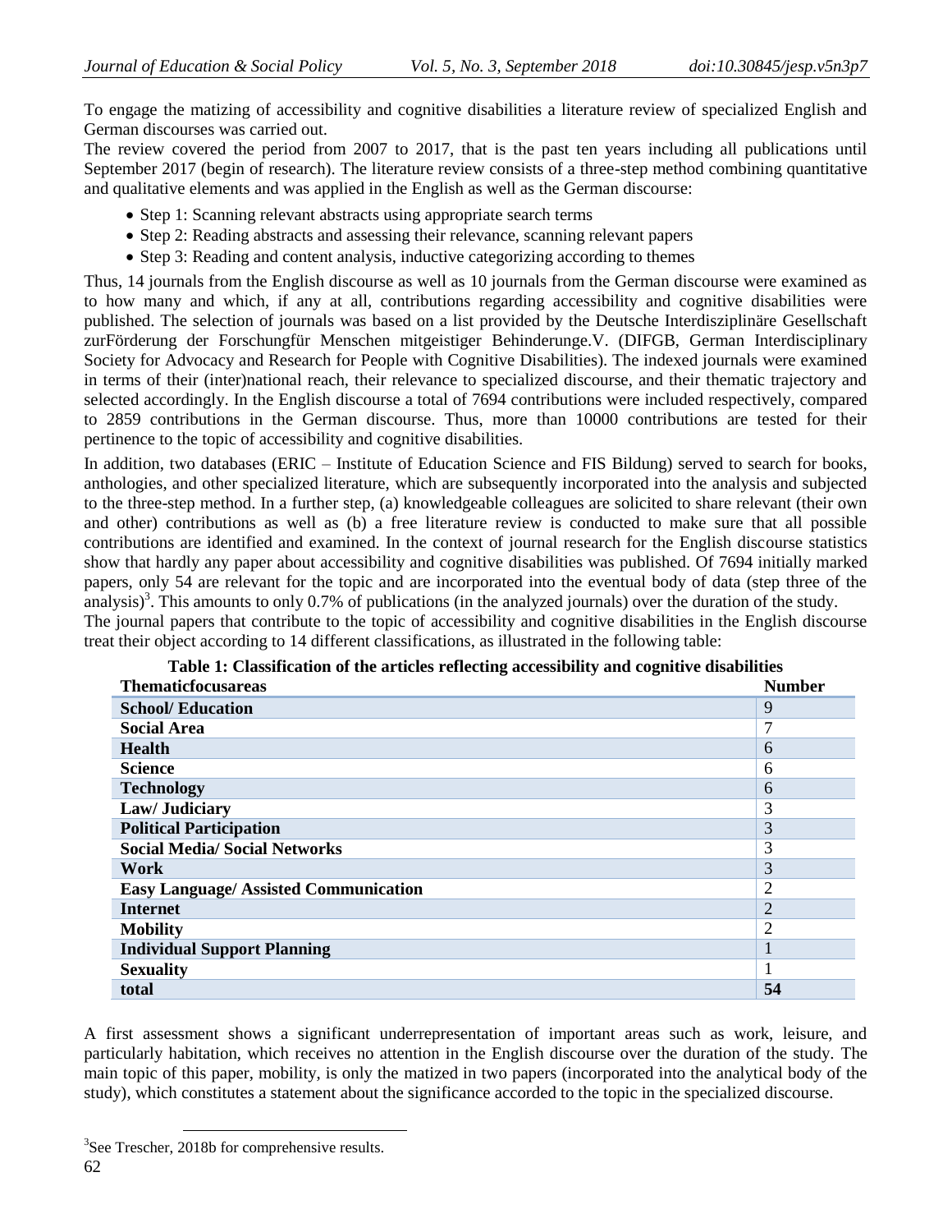To engage the matizing of accessibility and cognitive disabilities a literature review of specialized English and German discourses was carried out.

The review covered the period from 2007 to 2017, that is the past ten years including all publications until September 2017 (begin of research). The literature review consists of a three-step method combining quantitative and qualitative elements and was applied in the English as well as the German discourse:

- Step 1: Scanning relevant abstracts using appropriate search terms
- Step 2: Reading abstracts and assessing their relevance, scanning relevant papers
- Step 3: Reading and content analysis, inductive categorizing according to themes

Thus, 14 journals from the English discourse as well as 10 journals from the German discourse were examined as to how many and which, if any at all, contributions regarding accessibility and cognitive disabilities were published. The selection of journals was based on a list provided by the Deutsche Interdisziplinäre Gesellschaft zurFörderung der Forschungfür Menschen mitgeistiger Behinderunge.V. (DIFGB, German Interdisciplinary Society for Advocacy and Research for People with Cognitive Disabilities). The indexed journals were examined in terms of their (inter)national reach, their relevance to specialized discourse, and their thematic trajectory and selected accordingly. In the English discourse a total of 7694 contributions were included respectively, compared to 2859 contributions in the German discourse. Thus, more than 10000 contributions are tested for their pertinence to the topic of accessibility and cognitive disabilities.

In addition, two databases (ERIC – Institute of Education Science and FIS Bildung) served to search for books, anthologies, and other specialized literature, which are subsequently incorporated into the analysis and subjected to the three-step method. In a further step, (a) knowledgeable colleagues are solicited to share relevant (their own and other) contributions as well as (b) a free literature review is conducted to make sure that all possible contributions are identified and examined. In the context of journal research for the English discourse statistics show that hardly any paper about accessibility and cognitive disabilities was published. Of 7694 initially marked papers, only 54 are relevant for the topic and are incorporated into the eventual body of data (step three of the analysis)[3]. This amounts to only 0.7% of publications (in the analyzed journals) over the duration of the study.

The journal papers that contribute to the topic of accessibility and cognitive disabilities in the English discourse treat their object according to 14 different classifications, as illustrated in the following table:

**Table 1: Classification of the articles reflecting accessibility and cognitive disabilities**

| Thematicfocusareas | Number |
|---|---|
| **School/ Education** | 9 |
| **Social Area** | 7 |
| **Health** | 6 |
| **Science** | 6 |
| **Technology** | 6 |
| **Law/ Judiciary** | 3 |
| **Political Participation** | 3 |
| **Social Media/ Social Networks** | 3 |
| **Work** | 3 |
| **Easy Language/ Assisted Communication** | 2 |
| **Internet** | 2 |
| **Mobility** | 2 |
| **Individual Support Planning** | 1 |
| **Sexuality** | 1 |
| **total** | **54** |

A first assessment shows a significant underrepresentation of important areas such as work, leisure, and particularly habitation, which receives no attention in the English discourse over the duration of the study. The main topic of this paper, mobility, is only the matized in two papers (incorporated into the analytical body of the study), which constitutes a statement about the significance accorded to the topic in the specialized discourse.

[3]See Trescher, 2018b for comprehensive results.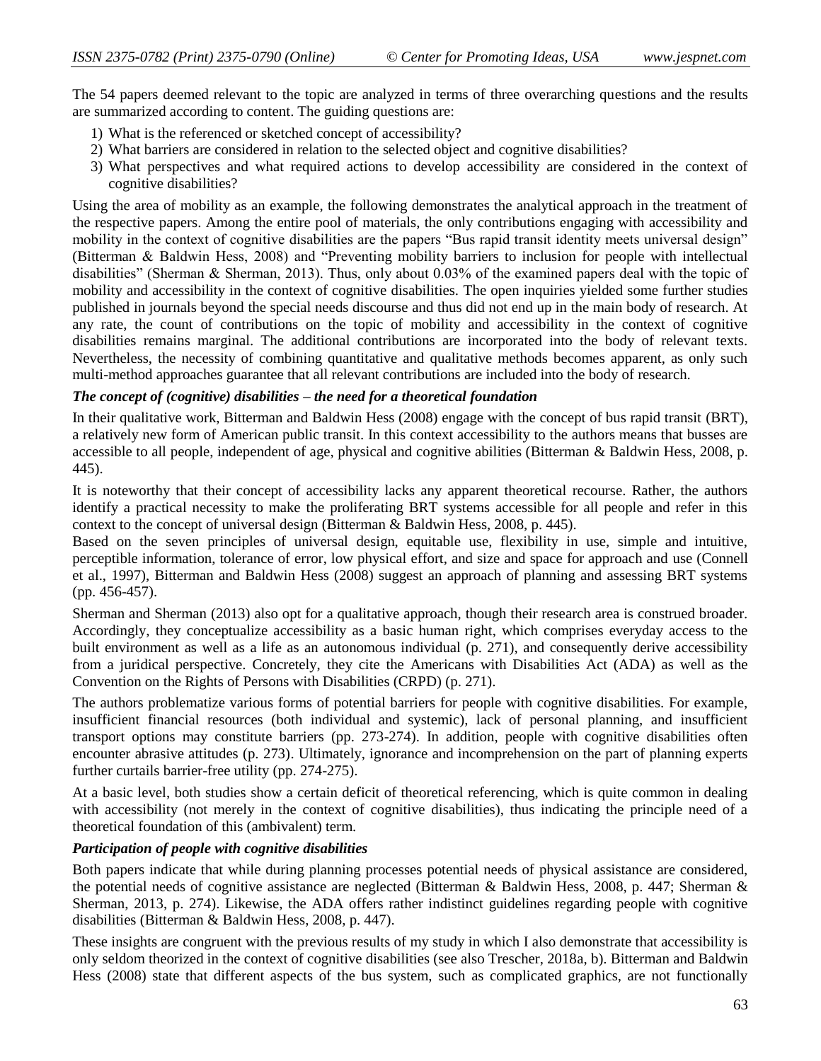The 54 papers deemed relevant to the topic are analyzed in terms of three overarching questions and the results are summarized according to content. The guiding questions are:

1) What is the referenced or sketched concept of accessibility?
2) What barriers are considered in relation to the selected object and cognitive disabilities?
3) What perspectives and what required actions to develop accessibility are considered in the context of cognitive disabilities?

Using the area of mobility as an example, the following demonstrates the analytical approach in the treatment of the respective papers. Among the entire pool of materials, the only contributions engaging with accessibility and mobility in the context of cognitive disabilities are the papers "Bus rapid transit identity meets universal design" (Bitterman & Baldwin Hess, 2008) and "Preventing mobility barriers to inclusion for people with intellectual disabilities" (Sherman & Sherman, 2013). Thus, only about 0.03% of the examined papers deal with the topic of mobility and accessibility in the context of cognitive disabilities. The open inquiries yielded some further studies published in journals beyond the special needs discourse and thus did not end up in the main body of research. At any rate, the count of contributions on the topic of mobility and accessibility in the context of cognitive disabilities remains marginal. The additional contributions are incorporated into the body of relevant texts. Nevertheless, the necessity of combining quantitative and qualitative methods becomes apparent, as only such multi-method approaches guarantee that all relevant contributions are included into the body of research.

### *The concept of (cognitive) disabilities – the need for a theoretical foundation*

In their qualitative work, Bitterman and Baldwin Hess (2008) engage with the concept of bus rapid transit (BRT), a relatively new form of American public transit. In this context accessibility to the authors means that busses are accessible to all people, independent of age, physical and cognitive abilities (Bitterman & Baldwin Hess, 2008, p. 445).

It is noteworthy that their concept of accessibility lacks any apparent theoretical recourse. Rather, the authors identify a practical necessity to make the proliferating BRT systems accessible for all people and refer in this context to the concept of universal design (Bitterman & Baldwin Hess, 2008, p. 445).

Based on the seven principles of universal design, equitable use, flexibility in use, simple and intuitive, perceptible information, tolerance of error, low physical effort, and size and space for approach and use (Connell et al., 1997), Bitterman and Baldwin Hess (2008) suggest an approach of planning and assessing BRT systems (pp. 456-457).

Sherman and Sherman (2013) also opt for a qualitative approach, though their research area is construed broader. Accordingly, they conceptualize accessibility as a basic human right, which comprises everyday access to the built environment as well as a life as an autonomous individual (p. 271), and consequently derive accessibility from a juridical perspective. Concretely, they cite the Americans with Disabilities Act (ADA) as well as the Convention on the Rights of Persons with Disabilities (CRPD) (p. 271).

The authors problematize various forms of potential barriers for people with cognitive disabilities. For example, insufficient financial resources (both individual and systemic), lack of personal planning, and insufficient transport options may constitute barriers (pp. 273-274). In addition, people with cognitive disabilities often encounter abrasive attitudes (p. 273). Ultimately, ignorance and incomprehension on the part of planning experts further curtails barrier-free utility (pp. 274-275).

At a basic level, both studies show a certain deficit of theoretical referencing, which is quite common in dealing with accessibility (not merely in the context of cognitive disabilities), thus indicating the principle need of a theoretical foundation of this (ambivalent) term.

### *Participation of people with cognitive disabilities*

Both papers indicate that while during planning processes potential needs of physical assistance are considered, the potential needs of cognitive assistance are neglected (Bitterman & Baldwin Hess, 2008, p. 447; Sherman & Sherman, 2013, p. 274). Likewise, the ADA offers rather indistinct guidelines regarding people with cognitive disabilities (Bitterman & Baldwin Hess, 2008, p. 447).

These insights are congruent with the previous results of my study in which I also demonstrate that accessibility is only seldom theorized in the context of cognitive disabilities (see also Trescher, 2018a, b). Bitterman and Baldwin Hess (2008) state that different aspects of the bus system, such as complicated graphics, are not functionally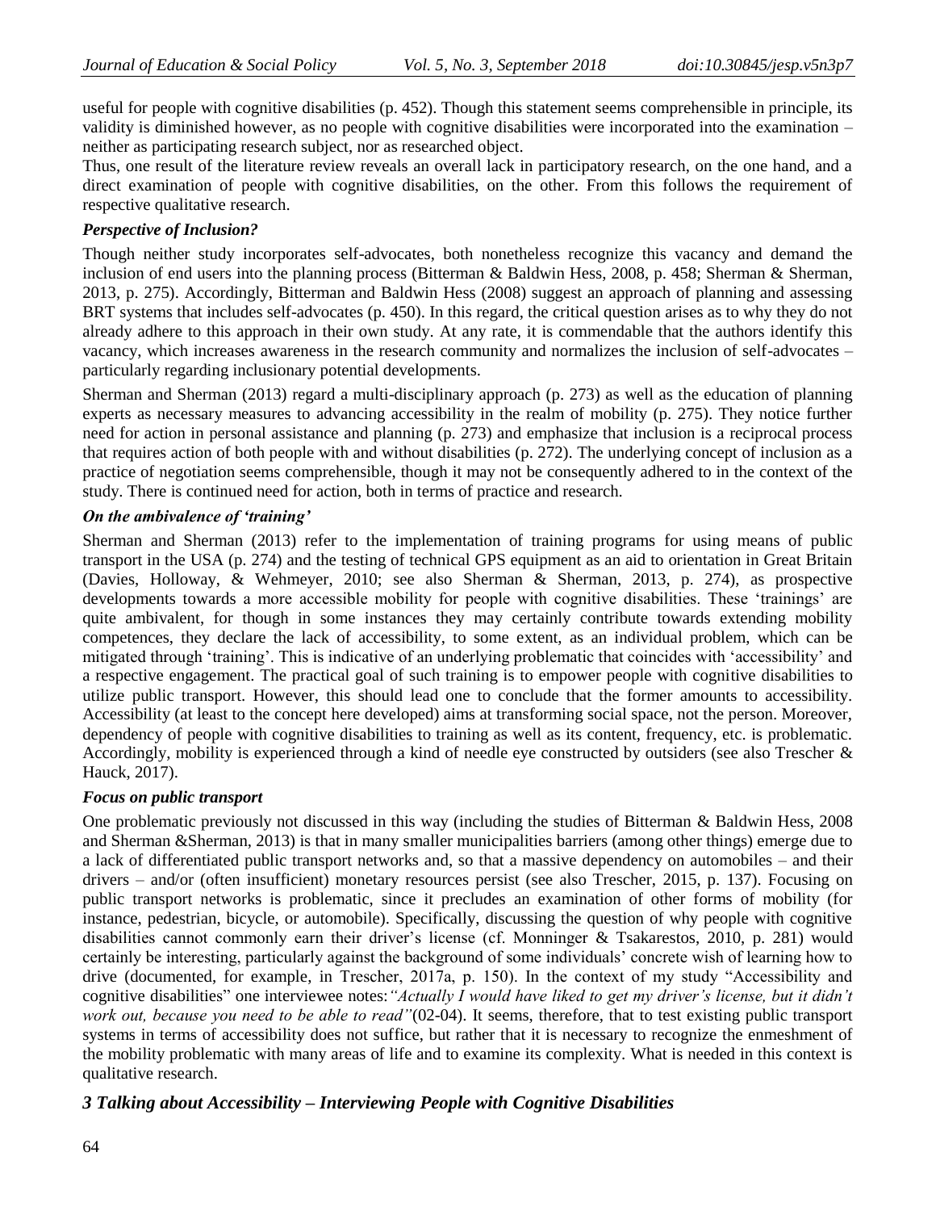useful for people with cognitive disabilities (p. 452). Though this statement seems comprehensible in principle, its validity is diminished however, as no people with cognitive disabilities were incorporated into the examination – neither as participating research subject, nor as researched object.

Thus, one result of the literature review reveals an overall lack in participatory research, on the one hand, and a direct examination of people with cognitive disabilities, on the other. From this follows the requirement of respective qualitative research.

### *Perspective of Inclusion?*

Though neither study incorporates self-advocates, both nonetheless recognize this vacancy and demand the inclusion of end users into the planning process (Bitterman & Baldwin Hess, 2008, p. 458; Sherman & Sherman, 2013, p. 275). Accordingly, Bitterman and Baldwin Hess (2008) suggest an approach of planning and assessing BRT systems that includes self-advocates (p. 450). In this regard, the critical question arises as to why they do not already adhere to this approach in their own study. At any rate, it is commendable that the authors identify this vacancy, which increases awareness in the research community and normalizes the inclusion of self-advocates – particularly regarding inclusionary potential developments.

Sherman and Sherman (2013) regard a multi-disciplinary approach (p. 273) as well as the education of planning experts as necessary measures to advancing accessibility in the realm of mobility (p. 275). They notice further need for action in personal assistance and planning (p. 273) and emphasize that inclusion is a reciprocal process that requires action of both people with and without disabilities (p. 272). The underlying concept of inclusion as a practice of negotiation seems comprehensible, though it may not be consequently adhered to in the context of the study. There is continued need for action, both in terms of practice and research.

### *On the ambivalence of 'training'*

Sherman and Sherman (2013) refer to the implementation of training programs for using means of public transport in the USA (p. 274) and the testing of technical GPS equipment as an aid to orientation in Great Britain (Davies, Holloway, & Wehmeyer, 2010; see also Sherman & Sherman, 2013, p. 274), as prospective developments towards a more accessible mobility for people with cognitive disabilities. These 'trainings' are quite ambivalent, for though in some instances they may certainly contribute towards extending mobility competences, they declare the lack of accessibility, to some extent, as an individual problem, which can be mitigated through 'training'. This is indicative of an underlying problematic that coincides with 'accessibility' and a respective engagement. The practical goal of such training is to empower people with cognitive disabilities to utilize public transport. However, this should lead one to conclude that the former amounts to accessibility. Accessibility (at least to the concept here developed) aims at transforming social space, not the person. Moreover, dependency of people with cognitive disabilities to training as well as its content, frequency, etc. is problematic. Accordingly, mobility is experienced through a kind of needle eye constructed by outsiders (see also Trescher & Hauck, 2017).

### *Focus on public transport*

One problematic previously not discussed in this way (including the studies of Bitterman & Baldwin Hess, 2008 and Sherman &Sherman, 2013) is that in many smaller municipalities barriers (among other things) emerge due to a lack of differentiated public transport networks and, so that a massive dependency on automobiles – and their drivers – and/or (often insufficient) monetary resources persist (see also Trescher, 2015, p. 137). Focusing on public transport networks is problematic, since it precludes an examination of other forms of mobility (for instance, pedestrian, bicycle, or automobile). Specifically, discussing the question of why people with cognitive disabilities cannot commonly earn their driver's license (cf. Monninger & Tsakarestos, 2010, p. 281) would certainly be interesting, particularly against the background of some individuals' concrete wish of learning how to drive (documented, for example, in Trescher, 2017a, p. 150). In the context of my study "Accessibility and cognitive disabilities" one interviewee notes:*"Actually I would have liked to get my driver's license, but it didn't work out, because you need to be able to read"*(02-04). It seems, therefore, that to test existing public transport systems in terms of accessibility does not suffice, but rather that it is necessary to recognize the enmeshment of the mobility problematic with many areas of life and to examine its complexity. What is needed in this context is qualitative research.

## *3 Talking about Accessibility – Interviewing People with Cognitive Disabilities*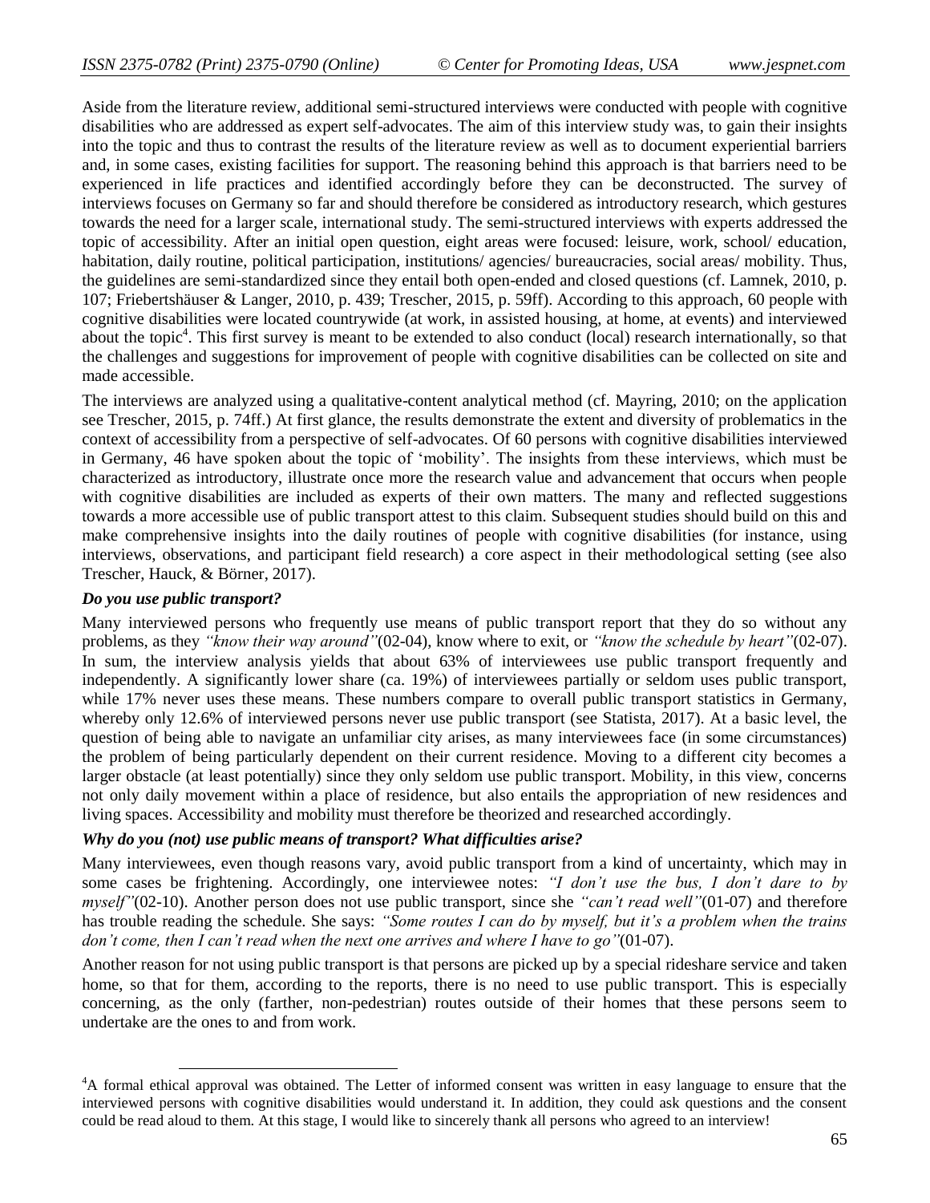Aside from the literature review, additional semi-structured interviews were conducted with people with cognitive disabilities who are addressed as expert self-advocates. The aim of this interview study was, to gain their insights into the topic and thus to contrast the results of the literature review as well as to document experiential barriers and, in some cases, existing facilities for support. The reasoning behind this approach is that barriers need to be experienced in life practices and identified accordingly before they can be deconstructed. The survey of interviews focuses on Germany so far and should therefore be considered as introductory research, which gestures towards the need for a larger scale, international study. The semi-structured interviews with experts addressed the topic of accessibility. After an initial open question, eight areas were focused: leisure, work, school/ education, habitation, daily routine, political participation, institutions/ agencies/ bureaucracies, social areas/ mobility. Thus, the guidelines are semi-standardized since they entail both open-ended and closed questions (cf. Lamnek, 2010, p. 107; Friebertshäuser & Langer, 2010, p. 439; Trescher, 2015, p. 59ff). According to this approach, 60 people with cognitive disabilities were located countrywide (at work, in assisted housing, at home, at events) and interviewed about the topic[4]. This first survey is meant to be extended to also conduct (local) research internationally, so that the challenges and suggestions for improvement of people with cognitive disabilities can be collected on site and made accessible.

The interviews are analyzed using a qualitative-content analytical method (cf. Mayring, 2010; on the application see Trescher, 2015, p. 74ff.) At first glance, the results demonstrate the extent and diversity of problematics in the context of accessibility from a perspective of self-advocates. Of 60 persons with cognitive disabilities interviewed in Germany, 46 have spoken about the topic of 'mobility'. The insights from these interviews, which must be characterized as introductory, illustrate once more the research value and advancement that occurs when people with cognitive disabilities are included as experts of their own matters. The many and reflected suggestions towards a more accessible use of public transport attest to this claim. Subsequent studies should build on this and make comprehensive insights into the daily routines of people with cognitive disabilities (for instance, using interviews, observations, and participant field research) a core aspect in their methodological setting (see also Trescher, Hauck, & Börner, 2017).

***Do you use public transport?***

Many interviewed persons who frequently use means of public transport report that they do so without any problems, as they *"know their way around"*(02-04), know where to exit, or *"know the schedule by heart"*(02-07). In sum, the interview analysis yields that about 63% of interviewees use public transport frequently and independently. A significantly lower share (ca. 19%) of interviewees partially or seldom uses public transport, while 17% never uses these means. These numbers compare to overall public transport statistics in Germany, whereby only 12.6% of interviewed persons never use public transport (see Statista, 2017). At a basic level, the question of being able to navigate an unfamiliar city arises, as many interviewees face (in some circumstances) the problem of being particularly dependent on their current residence. Moving to a different city becomes a larger obstacle (at least potentially) since they only seldom use public transport. Mobility, in this view, concerns not only daily movement within a place of residence, but also entails the appropriation of new residences and living spaces. Accessibility and mobility must therefore be theorized and researched accordingly.

***Why do you (not) use public means of transport? What difficulties arise?***

Many interviewees, even though reasons vary, avoid public transport from a kind of uncertainty, which may in some cases be frightening. Accordingly, one interviewee notes: *"I don't use the bus, I don't dare to by myself"*(02-10). Another person does not use public transport, since she *"can't read well"*(01-07) and therefore has trouble reading the schedule. She says: *"Some routes I can do by myself, but it's a problem when the trains don't come, then I can't read when the next one arrives and where I have to go"*(01-07).

Another reason for not using public transport is that persons are picked up by a special rideshare service and taken home, so that for them, according to the reports, there is no need to use public transport. This is especially concerning, as the only (farther, non-pedestrian) routes outside of their homes that these persons seem to undertake are the ones to and from work.

[4]A formal ethical approval was obtained. The Letter of informed consent was written in easy language to ensure that the interviewed persons with cognitive disabilities would understand it. In addition, they could ask questions and the consent could be read aloud to them. At this stage, I would like to sincerely thank all persons who agreed to an interview!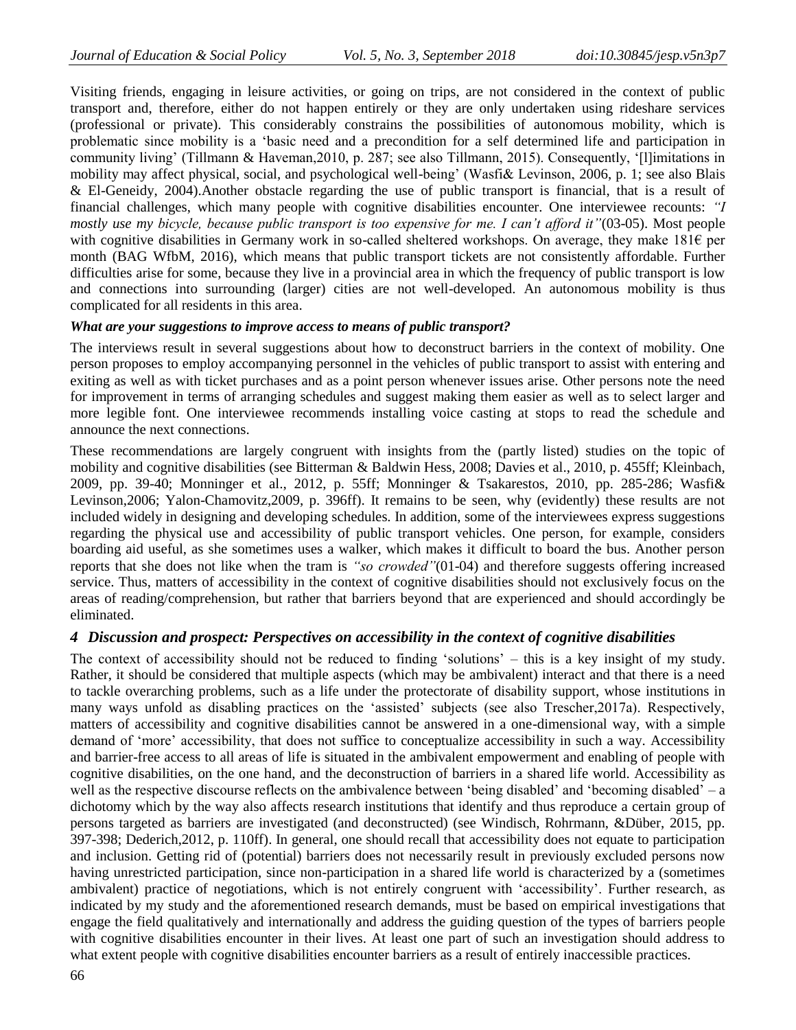Visiting friends, engaging in leisure activities, or going on trips, are not considered in the context of public transport and, therefore, either do not happen entirely or they are only undertaken using rideshare services (professional or private). This considerably constrains the possibilities of autonomous mobility, which is problematic since mobility is a 'basic need and a precondition for a self determined life and participation in community living' (Tillmann & Haveman,2010, p. 287; see also Tillmann, 2015). Consequently, '[l]imitations in mobility may affect physical, social, and psychological well-being' (Wasfi& Levinson, 2006, p. 1; see also Blais & El-Geneidy, 2004).Another obstacle regarding the use of public transport is financial, that is a result of financial challenges, which many people with cognitive disabilities encounter. One interviewee recounts: *"I mostly use my bicycle, because public transport is too expensive for me. I can't afford it"*(03-05). Most people with cognitive disabilities in Germany work in so-called sheltered workshops. On average, they make 181€ per month (BAG WfbM, 2016), which means that public transport tickets are not consistently affordable. Further difficulties arise for some, because they live in a provincial area in which the frequency of public transport is low and connections into surrounding (larger) cities are not well-developed. An autonomous mobility is thus complicated for all residents in this area.

***What are your suggestions to improve access to means of public transport?***

The interviews result in several suggestions about how to deconstruct barriers in the context of mobility. One person proposes to employ accompanying personnel in the vehicles of public transport to assist with entering and exiting as well as with ticket purchases and as a point person whenever issues arise. Other persons note the need for improvement in terms of arranging schedules and suggest making them easier as well as to select larger and more legible font. One interviewee recommends installing voice casting at stops to read the schedule and announce the next connections.

These recommendations are largely congruent with insights from the (partly listed) studies on the topic of mobility and cognitive disabilities (see Bitterman & Baldwin Hess, 2008; Davies et al., 2010, p. 455ff; Kleinbach, 2009, pp. 39-40; Monninger et al., 2012, p. 55ff; Monninger & Tsakarestos, 2010, pp. 285-286; Wasfi& Levinson,2006; Yalon-Chamovitz,2009, p. 396ff). It remains to be seen, why (evidently) these results are not included widely in designing and developing schedules. In addition, some of the interviewees express suggestions regarding the physical use and accessibility of public transport vehicles. One person, for example, considers boarding aid useful, as she sometimes uses a walker, which makes it difficult to board the bus. Another person reports that she does not like when the tram is *"so crowded"*(01-04) and therefore suggests offering increased service. Thus, matters of accessibility in the context of cognitive disabilities should not exclusively focus on the areas of reading/comprehension, but rather that barriers beyond that are experienced and should accordingly be eliminated.

## *4 Discussion and prospect: Perspectives on accessibility in the context of cognitive disabilities*

The context of accessibility should not be reduced to finding 'solutions' – this is a key insight of my study. Rather, it should be considered that multiple aspects (which may be ambivalent) interact and that there is a need to tackle overarching problems, such as a life under the protectorate of disability support, whose institutions in many ways unfold as disabling practices on the 'assisted' subjects (see also Trescher,2017a). Respectively, matters of accessibility and cognitive disabilities cannot be answered in a one-dimensional way, with a simple demand of 'more' accessibility, that does not suffice to conceptualize accessibility in such a way. Accessibility and barrier-free access to all areas of life is situated in the ambivalent empowerment and enabling of people with cognitive disabilities, on the one hand, and the deconstruction of barriers in a shared life world. Accessibility as well as the respective discourse reflects on the ambivalence between 'being disabled' and 'becoming disabled' – a dichotomy which by the way also affects research institutions that identify and thus reproduce a certain group of persons targeted as barriers are investigated (and deconstructed) (see Windisch, Rohrmann, &Düber, 2015, pp. 397-398; Dederich,2012, p. 110ff). In general, one should recall that accessibility does not equate to participation and inclusion. Getting rid of (potential) barriers does not necessarily result in previously excluded persons now having unrestricted participation, since non-participation in a shared life world is characterized by a (sometimes ambivalent) practice of negotiations, which is not entirely congruent with 'accessibility'. Further research, as indicated by my study and the aforementioned research demands, must be based on empirical investigations that engage the field qualitatively and internationally and address the guiding question of the types of barriers people with cognitive disabilities encounter in their lives. At least one part of such an investigation should address to what extent people with cognitive disabilities encounter barriers as a result of entirely inaccessible practices.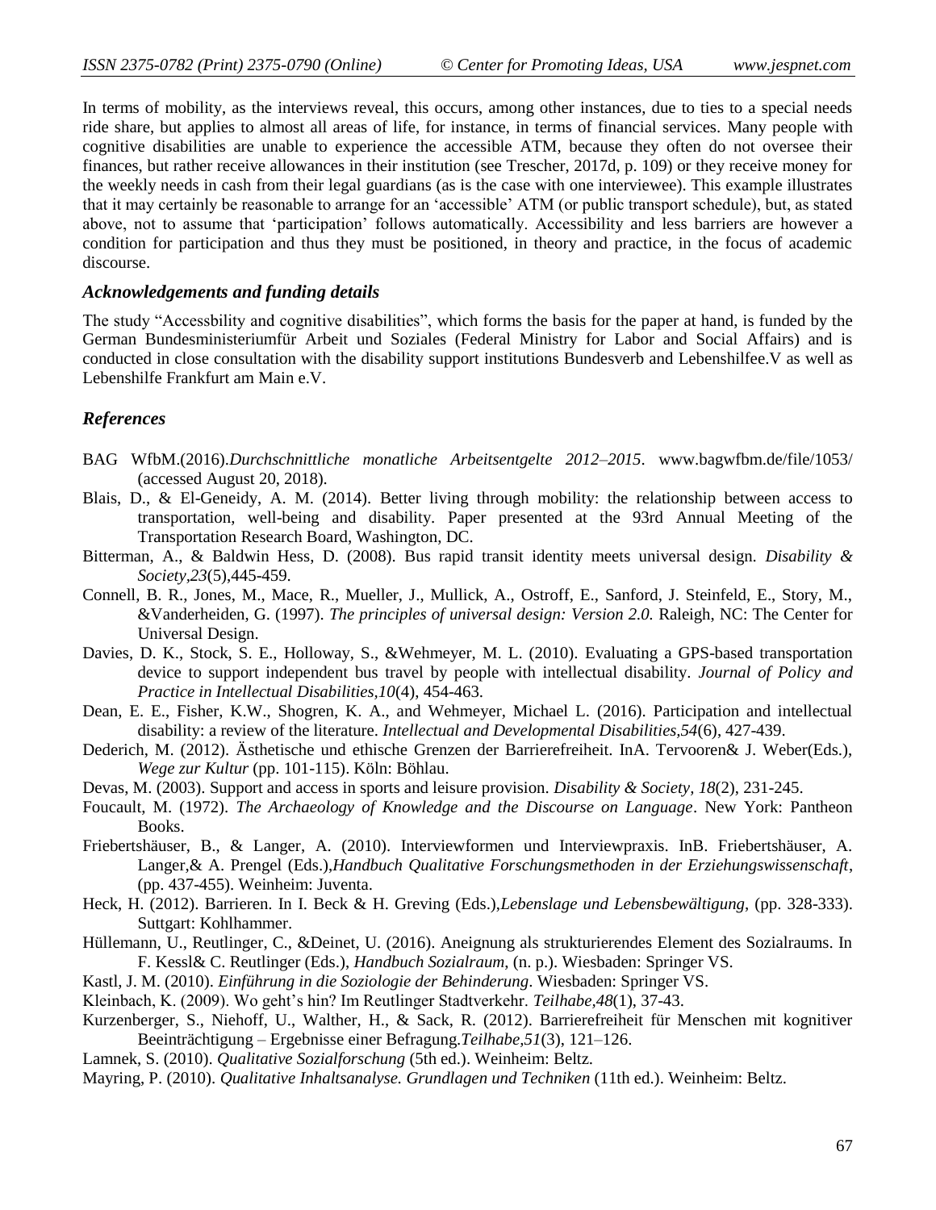In terms of mobility, as the interviews reveal, this occurs, among other instances, due to ties to a special needs ride share, but applies to almost all areas of life, for instance, in terms of financial services. Many people with cognitive disabilities are unable to experience the accessible ATM, because they often do not oversee their finances, but rather receive allowances in their institution (see Trescher, 2017d, p. 109) or they receive money for the weekly needs in cash from their legal guardians (as is the case with one interviewee). This example illustrates that it may certainly be reasonable to arrange for an 'accessible' ATM (or public transport schedule), but, as stated above, not to assume that 'participation' follows automatically. Accessibility and less barriers are however a condition for participation and thus they must be positioned, in theory and practice, in the focus of academic discourse.

### *Acknowledgements and funding details*

The study "Accessbility and cognitive disabilities", which forms the basis for the paper at hand, is funded by the German Bundesministeriumfür Arbeit und Soziales (Federal Ministry for Labor and Social Affairs) and is conducted in close consultation with the disability support institutions Bundesverb and Lebenshilfee.V as well as Lebenshilfe Frankfurt am Main e.V.

### *References*

BAG WfbM.(2016).*Durchschnittliche monatliche Arbeitsentgelte 2012–2015*. www.bagwfbm.de/file/1053/ (accessed August 20, 2018).

Blais, D., & El-Geneidy, A. M. (2014). Better living through mobility: the relationship between access to transportation, well-being and disability. Paper presented at the 93rd Annual Meeting of the Transportation Research Board, Washington, DC.

Bitterman, A., & Baldwin Hess, D. (2008). Bus rapid transit identity meets universal design. *Disability & Society,23*(5),445-459.

Connell, B. R., Jones, M., Mace, R., Mueller, J., Mullick, A., Ostroff, E., Sanford, J. Steinfeld, E., Story, M., &Vanderheiden, G. (1997). *The principles of universal design: Version 2.0.* Raleigh, NC: The Center for Universal Design.

Davies, D. K., Stock, S. E., Holloway, S., &Wehmeyer, M. L. (2010). Evaluating a GPS-based transportation device to support independent bus travel by people with intellectual disability. *Journal of Policy and Practice in Intellectual Disabilities,10*(4), 454-463.

Dean, E. E., Fisher, K.W., Shogren, K. A., and Wehmeyer, Michael L. (2016). Participation and intellectual disability: a review of the literature. *Intellectual and Developmental Disabilities,54*(6), 427-439.

Dederich, M. (2012). Ästhetische und ethische Grenzen der Barrierefreiheit. InA. Tervooren& J. Weber(Eds.), *Wege zur Kultur* (pp. 101-115). Köln: Böhlau.

Devas, M. (2003). Support and access in sports and leisure provision. *Disability & Society, 18*(2), 231-245.

Foucault, M. (1972). *The Archaeology of Knowledge and the Discourse on Language*. New York: Pantheon Books.

Friebertshäuser, B., & Langer, A. (2010). Interviewformen und Interviewpraxis. InB. Friebertshäuser, A. Langer,& A. Prengel (Eds.),*Handbuch Qualitative Forschungsmethoden in der Erziehungswissenschaft*, (pp. 437-455). Weinheim: Juventa.

Heck, H. (2012). Barrieren. In I. Beck & H. Greving (Eds.),*Lebenslage und Lebensbewältigung*, (pp. 328-333). Suttgart: Kohlhammer.

Hüllemann, U., Reutlinger, C., &Deinet, U. (2016). Aneignung als strukturierendes Element des Sozialraums. In F. Kessl& C. Reutlinger (Eds.), *Handbuch Sozialraum,* (n. p.). Wiesbaden: Springer VS.

Kastl, J. M. (2010). *Einführung in die Soziologie der Behinderung*. Wiesbaden: Springer VS.

Kleinbach, K. (2009). Wo geht's hin? Im Reutlinger Stadtverkehr. *Teilhabe,48*(1), 37-43.

Kurzenberger, S., Niehoff, U., Walther, H., & Sack, R. (2012). Barrierefreiheit für Menschen mit kognitiver Beeinträchtigung – Ergebnisse einer Befragung.*Teilhabe,51*(3), 121–126.

Lamnek, S. (2010). *Qualitative Sozialforschung* (5th ed.). Weinheim: Beltz.

Mayring, P. (2010). *Qualitative Inhaltsanalyse. Grundlagen und Techniken* (11th ed.). Weinheim: Beltz.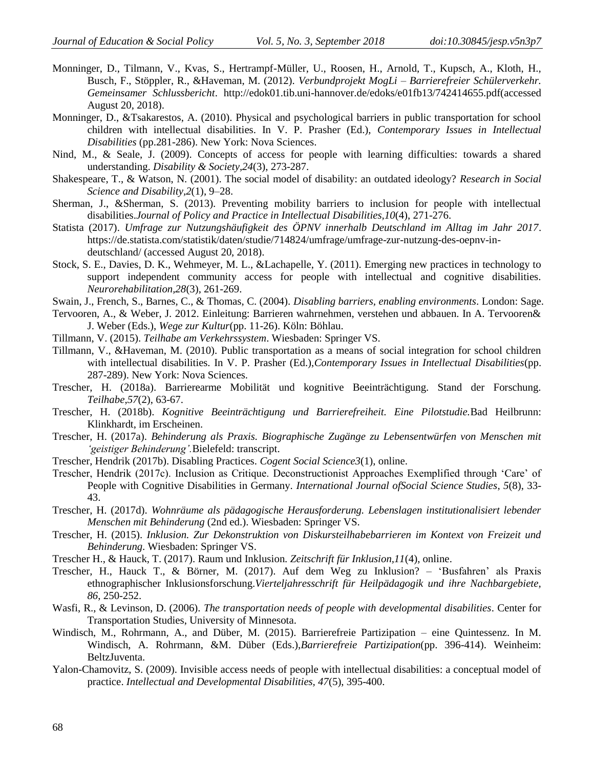Monninger, D., Tilmann, V., Kvas, S., Hertrampf-Müller, U., Roosen, H., Arnold, T., Kupsch, A., Kloth, H., Busch, F., Stöppler, R., &Haveman, M. (2012). *Verbundprojekt MogLi – Barrierefreier Schülerverkehr. Gemeinsamer Schlussbericht*. http://edok01.tib.uni-hannover.de/edoks/e01fb13/742414655.pdf(accessed August 20, 2018).

Monninger, D., &Tsakarestos, A. (2010). Physical and psychological barriers in public transportation for school children with intellectual disabilities. In V. P. Prasher (Ed.), *Contemporary Issues in Intellectual Disabilities* (pp.281-286). New York: Nova Sciences.

Nind, M., & Seale, J. (2009). Concepts of access for people with learning difficulties: towards a shared understanding. *Disability & Society,24*(3), 273-287.

Shakespeare, T., & Watson, N. (2001). The social model of disability: an outdated ideology? *Research in Social Science and Disability,2*(1), 9–28.

Sherman, J., &Sherman, S. (2013). Preventing mobility barriers to inclusion for people with intellectual disabilities.*Journal of Policy and Practice in Intellectual Disabilities,10*(4), 271-276.

Statista (2017). *Umfrage zur Nutzungshäufigkeit des ÖPNV innerhalb Deutschland im Alltag im Jahr 2017*. https://de.statista.com/statistik/daten/studie/714824/umfrage/umfrage-zur-nutzung-des-oepnv-in-deutschland/ (accessed August 20, 2018).

Stock, S. E., Davies, D. K., Wehmeyer, M. L., &Lachapelle, Y. (2011). Emerging new practices in technology to support independent community access for people with intellectual and cognitive disabilities. *Neurorehabilitation,28*(3), 261-269.

Swain, J., French, S., Barnes, C., & Thomas, C. (2004). *Disabling barriers, enabling environments*. London: Sage.

Tervooren, A., & Weber, J. 2012. Einleitung: Barrieren wahrnehmen, verstehen und abbauen. In A. Tervooren& J. Weber (Eds.), *Wege zur Kultur*(pp. 11-26). Köln: Böhlau.

Tillmann, V. (2015). *Teilhabe am Verkehrssystem*. Wiesbaden: Springer VS.

Tillmann, V., &Haveman, M. (2010). Public transportation as a means of social integration for school children with intellectual disabilities. In V. P. Prasher (Ed.),*Contemporary Issues in Intellectual Disabilities*(pp. 287-289). New York: Nova Sciences.

Trescher, H. (2018a). Barrierearme Mobilität und kognitive Beeinträchtigung. Stand der Forschung. *Teilhabe,57*(2), 63-67.

Trescher, H. (2018b). *Kognitive Beeinträchtigung und Barrierefreiheit. Eine Pilotstudie.*Bad Heilbrunn: Klinkhardt, im Erscheinen.

Trescher, H. (2017a). *Behinderung als Praxis. Biographische Zugänge zu Lebensentwürfen von Menschen mit 'geistiger Behinderung'.*Bielefeld: transcript.

Trescher, Hendrik (2017b). Disabling Practices. *Cogent Social Science3*(1), online.

Trescher, Hendrik (2017c). Inclusion as Critique. Deconstructionist Approaches Exemplified through 'Care' of People with Cognitive Disabilities in Germany. *International Journal ofSocial Science Studies*, *5*(8), 33-43.

Trescher, H. (2017d). *Wohnräume als pädagogische Herausforderung. Lebenslagen institutionalisiert lebender Menschen mit Behinderung* (2nd ed.). Wiesbaden: Springer VS.

Trescher, H. (2015). *Inklusion. Zur Dekonstruktion von Diskursteilhabebarrieren im Kontext von Freizeit und Behinderung*. Wiesbaden: Springer VS.

Trescher H., & Hauck, T. (2017). Raum und Inklusion. *Zeitschrift für Inklusion,11*(4), online.

Trescher, H., Hauck T., & Börner, M. (2017). Auf dem Weg zu Inklusion? – 'Busfahren' als Praxis ethnographischer Inklusionsforschung.*Vierteljahresschrift für Heilpädagogik und ihre Nachbargebiete, 86*, 250-252.

Wasfi, R., & Levinson, D. (2006). *The transportation needs of people with developmental disabilities*. Center for Transportation Studies, University of Minnesota.

Windisch, M., Rohrmann, A., and Düber, M. (2015). Barrierefreie Partizipation – eine Quintessenz. In M. Windisch, A. Rohrmann, &M. Düber (Eds.),*Barrierefreie Partizipation*(pp. 396-414). Weinheim: BeltzJuventa.

Yalon-Chamovitz, S. (2009). Invisible access needs of people with intellectual disabilities: a conceptual model of practice. *Intellectual and Developmental Disabilities, 47*(5), 395-400.